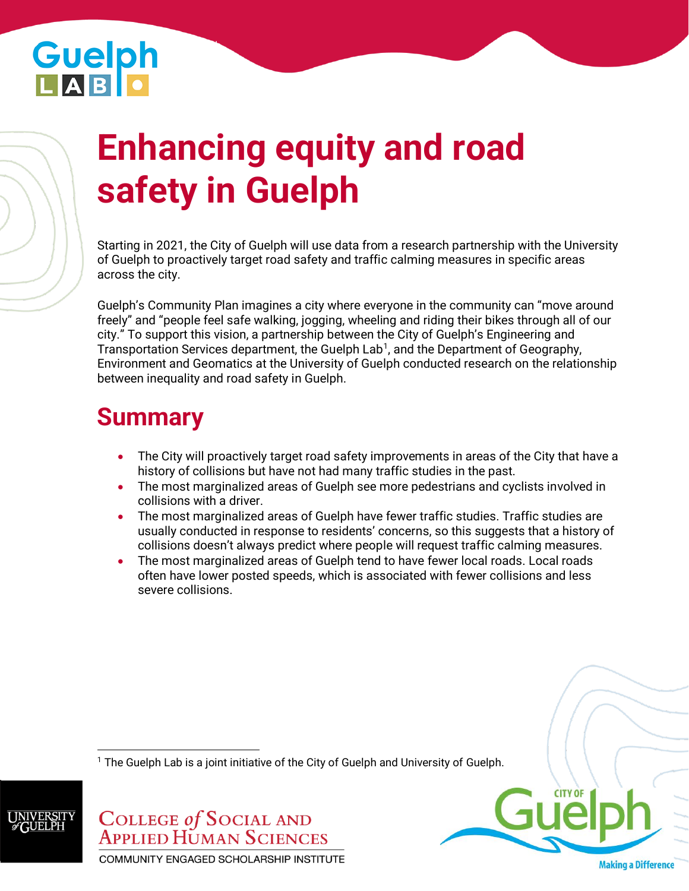# Enhancing equity and road safety in Guelph

Starting in 2021, the City of Guelph will use data from a research partnership with the University of Guelph to proactively target road safety and traffic calming measures in specific areas across the city.

Guelph's Community Plan imagines a city where everyone in the community can "move around freely" and "people feel safe walking, jogging, wheeling and riding their bikes through all of our city." To support this vision, a partnership between the City of Guelph's Engineering and Transportation Services department, the Guelph Lab[1], and the Department of Geography, Environment and Geomatics at the University of Guelph conducted research on the relationship between inequality and road safety in Guelph.

## Summary

- The City will proactively target road safety improvements in areas of the City that have a history of collisions but have not had many traffic studies in the past.
- The most marginalized areas of Guelph see more pedestrians and cyclists involved in collisions with a driver.
- The most marginalized areas of Guelph have fewer traffic studies. Traffic studies are usually conducted in response to residents' concerns, so this suggests that a history of collisions doesn't always predict where people will request traffic calming measures.
- The most marginalized areas of Guelph tend to have fewer local roads. Local roads often have lower posted speeds, which is associated with fewer collisions and less severe collisions.

[1] The Guelph Lab is a joint initiative of the City of Guelph and University of Guelph.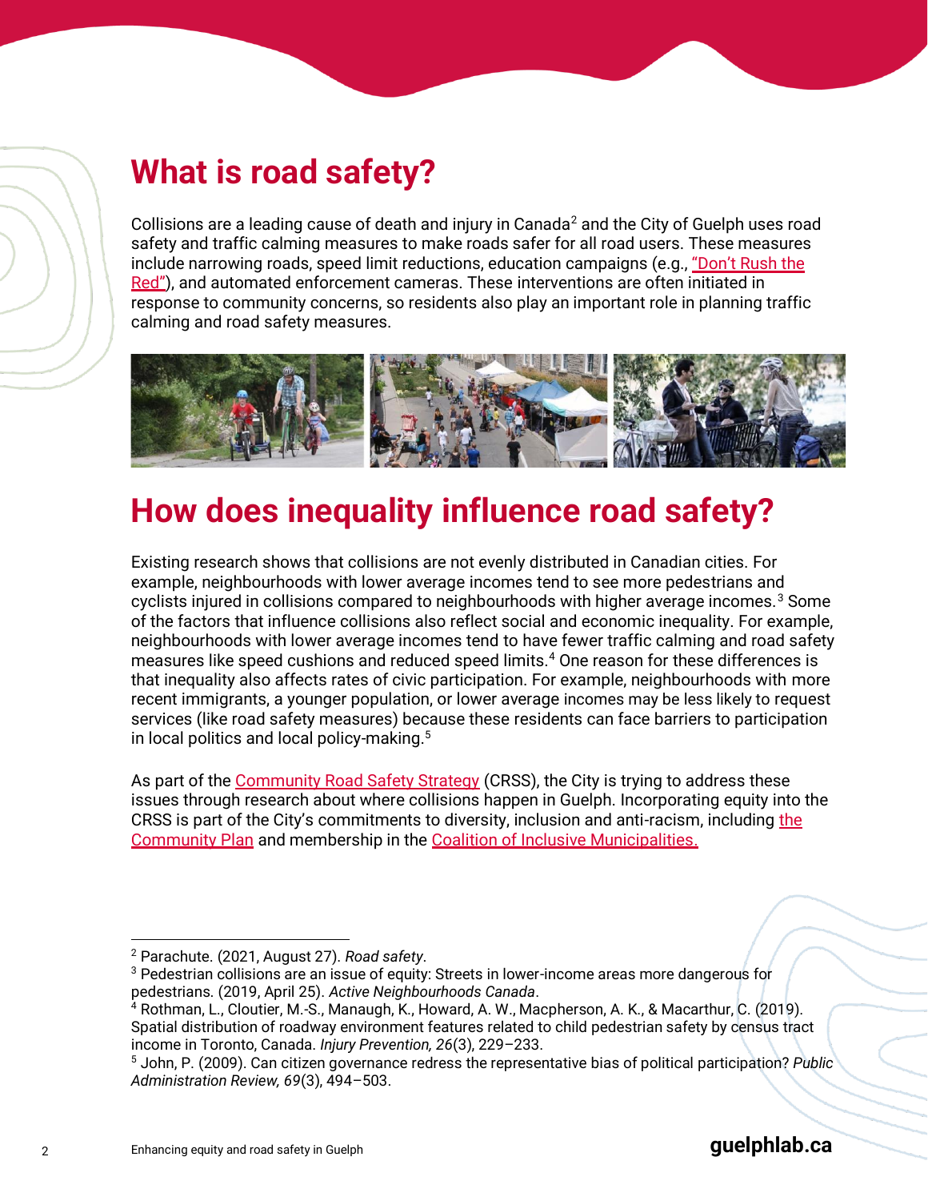# What is road safety?

Collisions are a leading cause of death and injury in Canada[2] and the City of Guelph uses road safety and traffic calming measures to make roads safer for all road users. These measures include narrowing roads, speed limit reductions, education campaigns (e.g., "Don't Rush the Red"), and automated enforcement cameras. These interventions are often initiated in response to community concerns, so residents also play an important role in planning traffic calming and road safety measures.

# How does inequality influence road safety?

Existing research shows that collisions are not evenly distributed in Canadian cities. For example, neighbourhoods with lower average incomes tend to see more pedestrians and cyclists injured in collisions compared to neighbourhoods with higher average incomes.[3] Some of the factors that influence collisions also reflect social and economic inequality. For example, neighbourhoods with lower average incomes tend to have fewer traffic calming and road safety measures like speed cushions and reduced speed limits.[4] One reason for these differences is that inequality also affects rates of civic participation. For example, neighbourhoods with more recent immigrants, a younger population, or lower average incomes may be less likely to request services (like road safety measures) because these residents can face barriers to participation in local politics and local policy-making.[5]

As part of the Community Road Safety Strategy (CRSS), the City is trying to address these issues through research about where collisions happen in Guelph. Incorporating equity into the CRSS is part of the City's commitments to diversity, inclusion and anti-racism, including the Community Plan and membership in the Coalition of Inclusive Municipalities.

---

[2] Parachute. (2021, August 27). *Road safety*.

[3] Pedestrian collisions are an issue of equity: Streets in lower-income areas more dangerous for pedestrians. (2019, April 25). *Active Neighbourhoods Canada*.

[4] Rothman, L., Cloutier, M.-S., Manaugh, K., Howard, A. W., Macpherson, A. K., & Macarthur, C. (2019). Spatial distribution of roadway environment features related to child pedestrian safety by census tract income in Toronto, Canada. *Injury Prevention, 26*(3), 229–233.

[5] John, P. (2009). Can citizen governance redress the representative bias of political participation? *Public Administration Review, 69*(3), 494–503.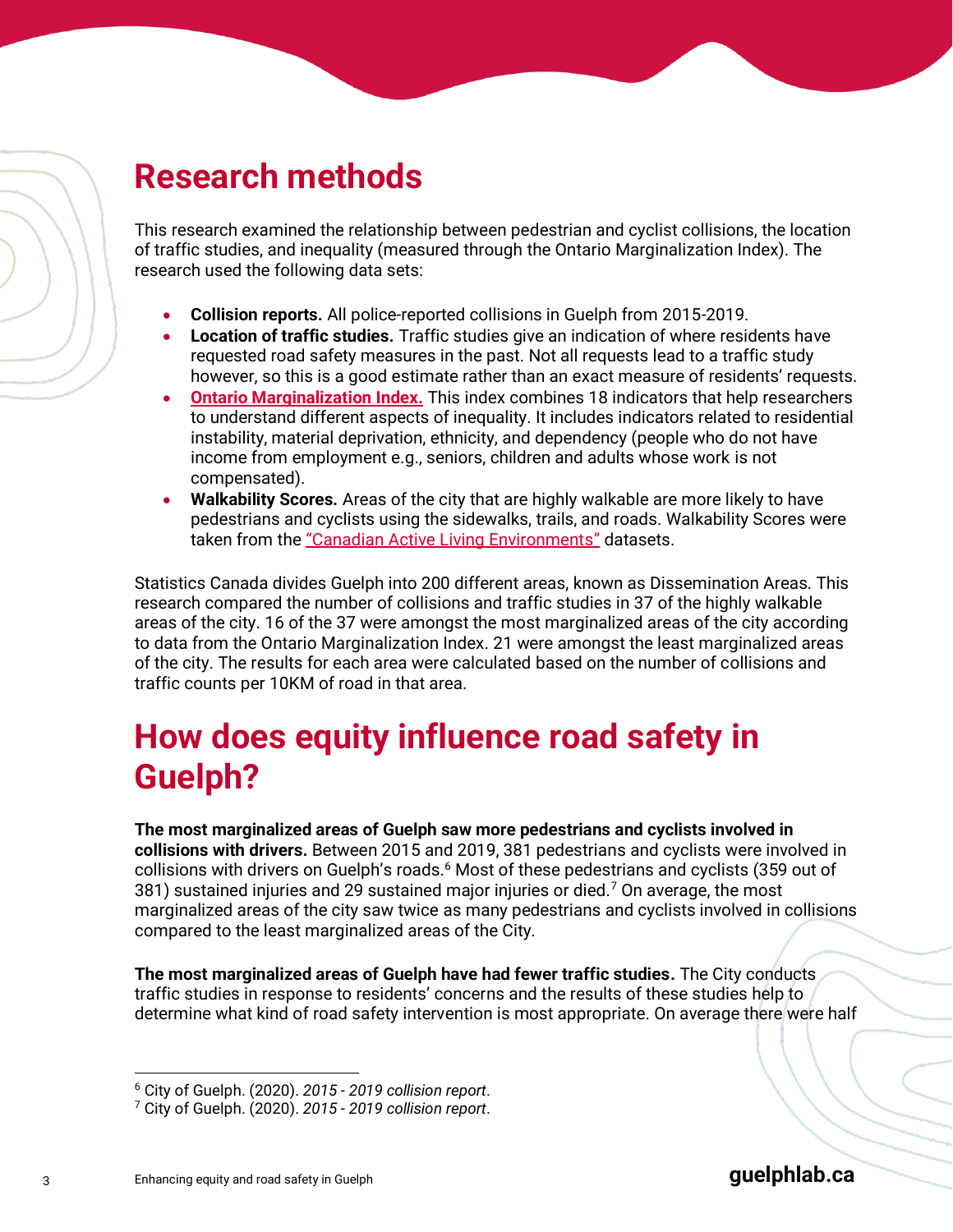# Research methods

This research examined the relationship between pedestrian and cyclist collisions, the location of traffic studies, and inequality (measured through the Ontario Marginalization Index). The research used the following data sets:

- **Collision reports.** All police-reported collisions in Guelph from 2015-2019.
- **Location of traffic studies.** Traffic studies give an indication of where residents have requested road safety measures in the past. Not all requests lead to a traffic study however, so this is a good estimate rather than an exact measure of residents' requests.
- **Ontario Marginalization Index.** This index combines 18 indicators that help researchers to understand different aspects of inequality. It includes indicators related to residential instability, material deprivation, ethnicity, and dependency (people who do not have income from employment e.g., seniors, children and adults whose work is not compensated).
- **Walkability Scores.** Areas of the city that are highly walkable are more likely to have pedestrians and cyclists using the sidewalks, trails, and roads. Walkability Scores were taken from the "Canadian Active Living Environments" datasets.

Statistics Canada divides Guelph into 200 different areas, known as Dissemination Areas. This research compared the number of collisions and traffic studies in 37 of the highly walkable areas of the city. 16 of the 37 were amongst the most marginalized areas of the city according to data from the Ontario Marginalization Index. 21 were amongst the least marginalized areas of the city. The results for each area were calculated based on the number of collisions and traffic counts per 10KM of road in that area.

# How does equity influence road safety in Guelph?

**The most marginalized areas of Guelph saw more pedestrians and cyclists involved in collisions with drivers.** Between 2015 and 2019, 381 pedestrians and cyclists were involved in collisions with drivers on Guelph's roads.[6] Most of these pedestrians and cyclists (359 out of 381) sustained injuries and 29 sustained major injuries or died.[7] On average, the most marginalized areas of the city saw twice as many pedestrians and cyclists involved in collisions compared to the least marginalized areas of the City.

**The most marginalized areas of Guelph have had fewer traffic studies.** The City conducts traffic studies in response to residents' concerns and the results of these studies help to determine what kind of road safety intervention is most appropriate. On average there were half

[6] City of Guelph. (2020). *2015 - 2019 collision report*.

[7] City of Guelph. (2020). *2015 - 2019 collision report*.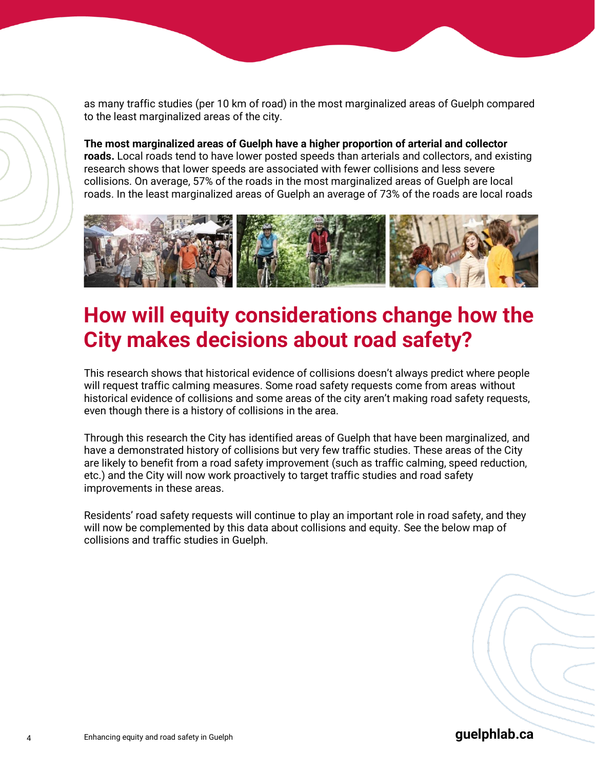as many traffic studies (per 10 km of road) in the most marginalized areas of Guelph compared to the least marginalized areas of the city.

**The most marginalized areas of Guelph have a higher proportion of arterial and collector roads.** Local roads tend to have lower posted speeds than arterials and collectors, and existing research shows that lower speeds are associated with fewer collisions and less severe collisions. On average, 57% of the roads in the most marginalized areas of Guelph are local roads. In the least marginalized areas of Guelph an average of 73% of the roads are local roads

## How will equity considerations change how the City makes decisions about road safety?

This research shows that historical evidence of collisions doesn't always predict where people will request traffic calming measures. Some road safety requests come from areas without historical evidence of collisions and some areas of the city aren't making road safety requests, even though there is a history of collisions in the area.

Through this research the City has identified areas of Guelph that have been marginalized, and have a demonstrated history of collisions but very few traffic studies. These areas of the City are likely to benefit from a road safety improvement (such as traffic calming, speed reduction, etc.) and the City will now work proactively to target traffic studies and road safety improvements in these areas.

Residents' road safety requests will continue to play an important role in road safety, and they will now be complemented by this data about collisions and equity. See the below map of collisions and traffic studies in Guelph.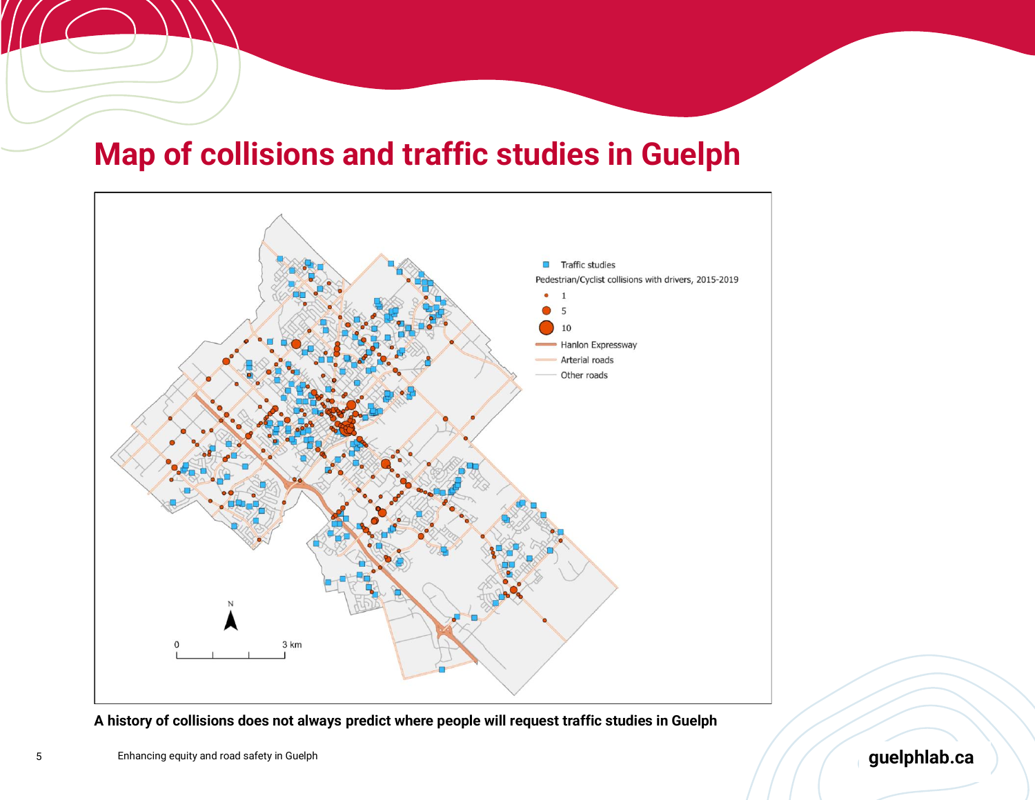# Map of collisions and traffic studies in Guelph

Traffic studies

Pedestrian/Cyclist collisions with drivers, 2015-2019

- 1
- 5
- 10

Hanlon Expressway

Arterial roads

Other roads

N

0 3 km

**A history of collisions does not always predict where people will request traffic studies in Guelph**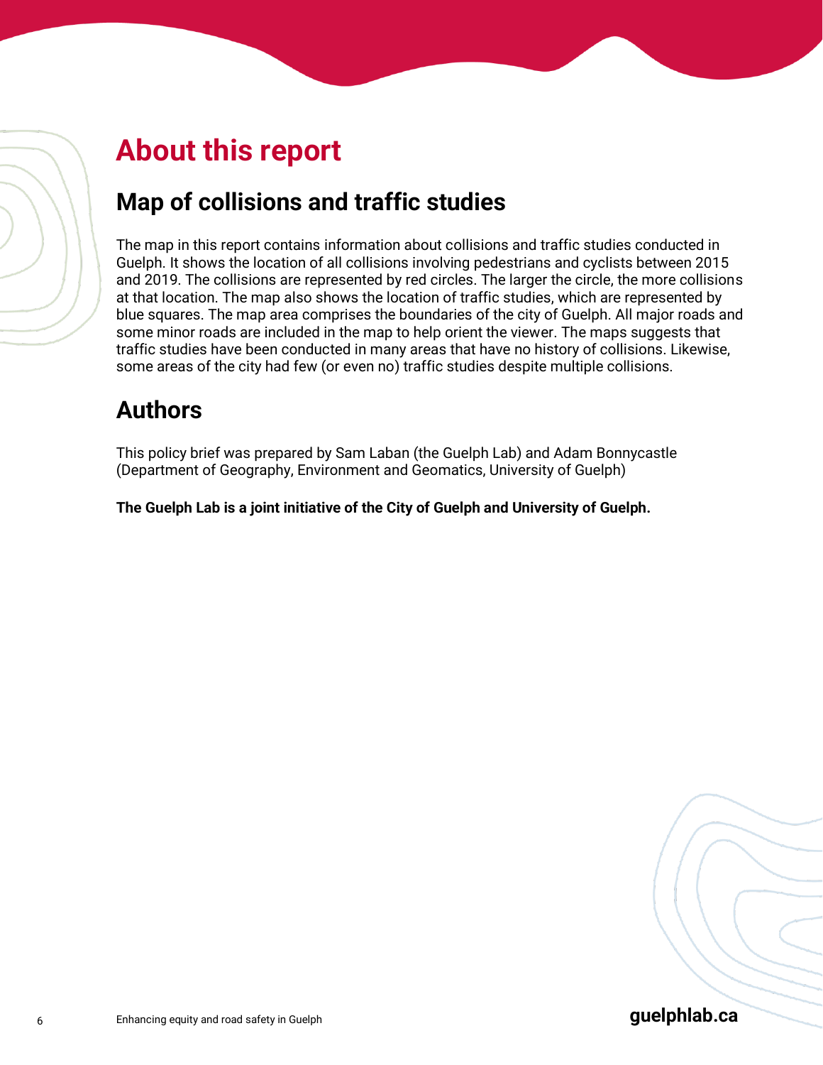# About this report

## Map of collisions and traffic studies

The map in this report contains information about collisions and traffic studies conducted in Guelph. It shows the location of all collisions involving pedestrians and cyclists between 2015 and 2019. The collisions are represented by red circles. The larger the circle, the more collisions at that location. The map also shows the location of traffic studies, which are represented by blue squares. The map area comprises the boundaries of the city of Guelph. All major roads and some minor roads are included in the map to help orient the viewer. The maps suggests that traffic studies have been conducted in many areas that have no history of collisions. Likewise, some areas of the city had few (or even no) traffic studies despite multiple collisions.

## Authors

This policy brief was prepared by Sam Laban (the Guelph Lab) and Adam Bonnycastle (Department of Geography, Environment and Geomatics, University of Guelph)

**The Guelph Lab is a joint initiative of the City of Guelph and University of Guelph.**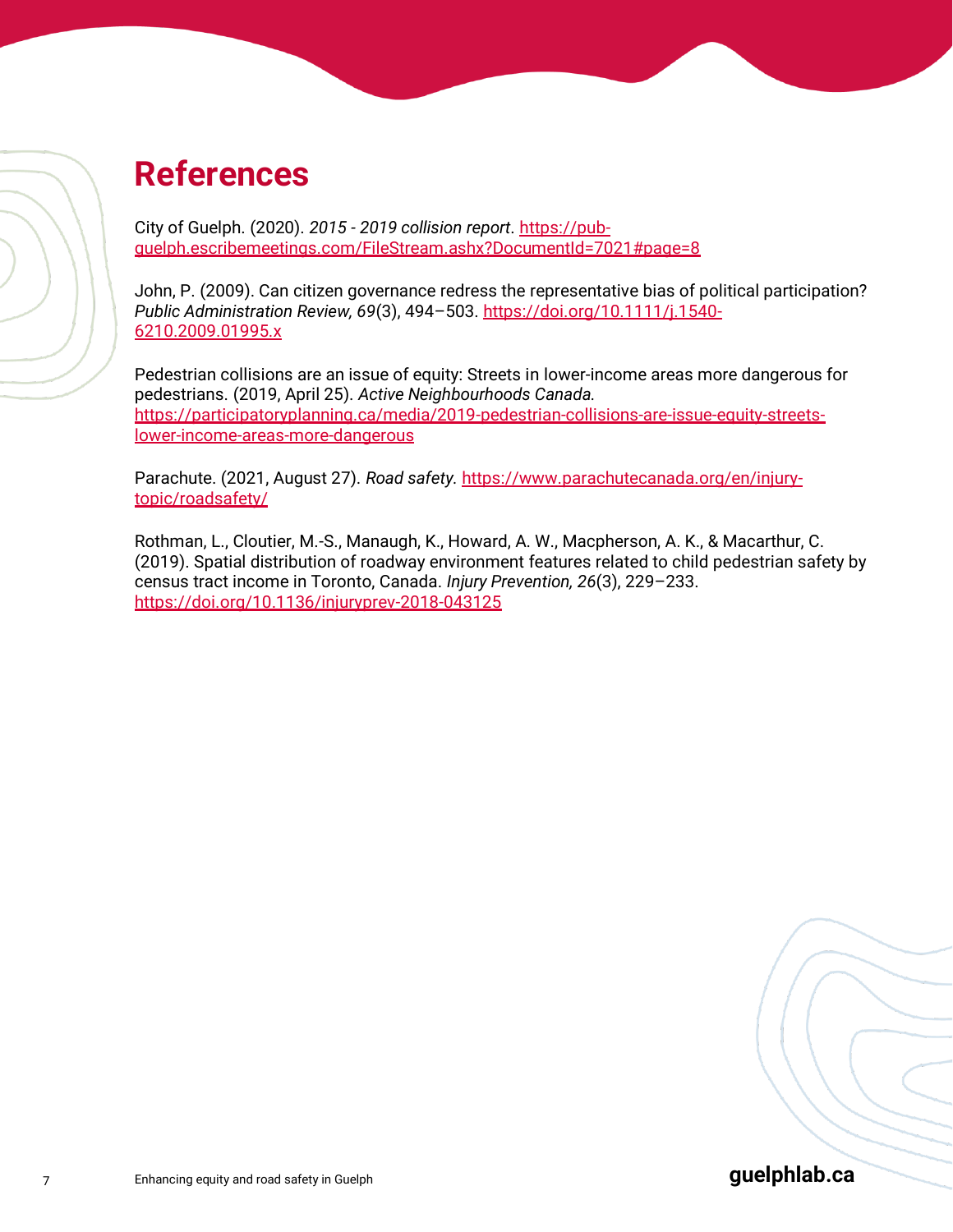# References

City of Guelph. (2020). *2015 - 2019 collision report*. https://pub-guelph.escribemeetings.com/FileStream.ashx?DocumentId=7021#page=8

John, P. (2009). Can citizen governance redress the representative bias of political participation? *Public Administration Review, 69*(3), 494–503. https://doi.org/10.1111/j.1540-6210.2009.01995.x

Pedestrian collisions are an issue of equity: Streets in lower-income areas more dangerous for pedestrians. (2019, April 25). *Active Neighbourhoods Canada.* https://participatoryplanning.ca/media/2019-pedestrian-collisions-are-issue-equity-streets-lower-income-areas-more-dangerous

Parachute. (2021, August 27). *Road safety.* https://www.parachutecanada.org/en/injury-topic/roadsafety/

Rothman, L., Cloutier, M.-S., Manaugh, K., Howard, A. W., Macpherson, A. K., & Macarthur, C. (2019). Spatial distribution of roadway environment features related to child pedestrian safety by census tract income in Toronto, Canada. *Injury Prevention, 26*(3), 229–233. https://doi.org/10.1136/injuryprev-2018-043125